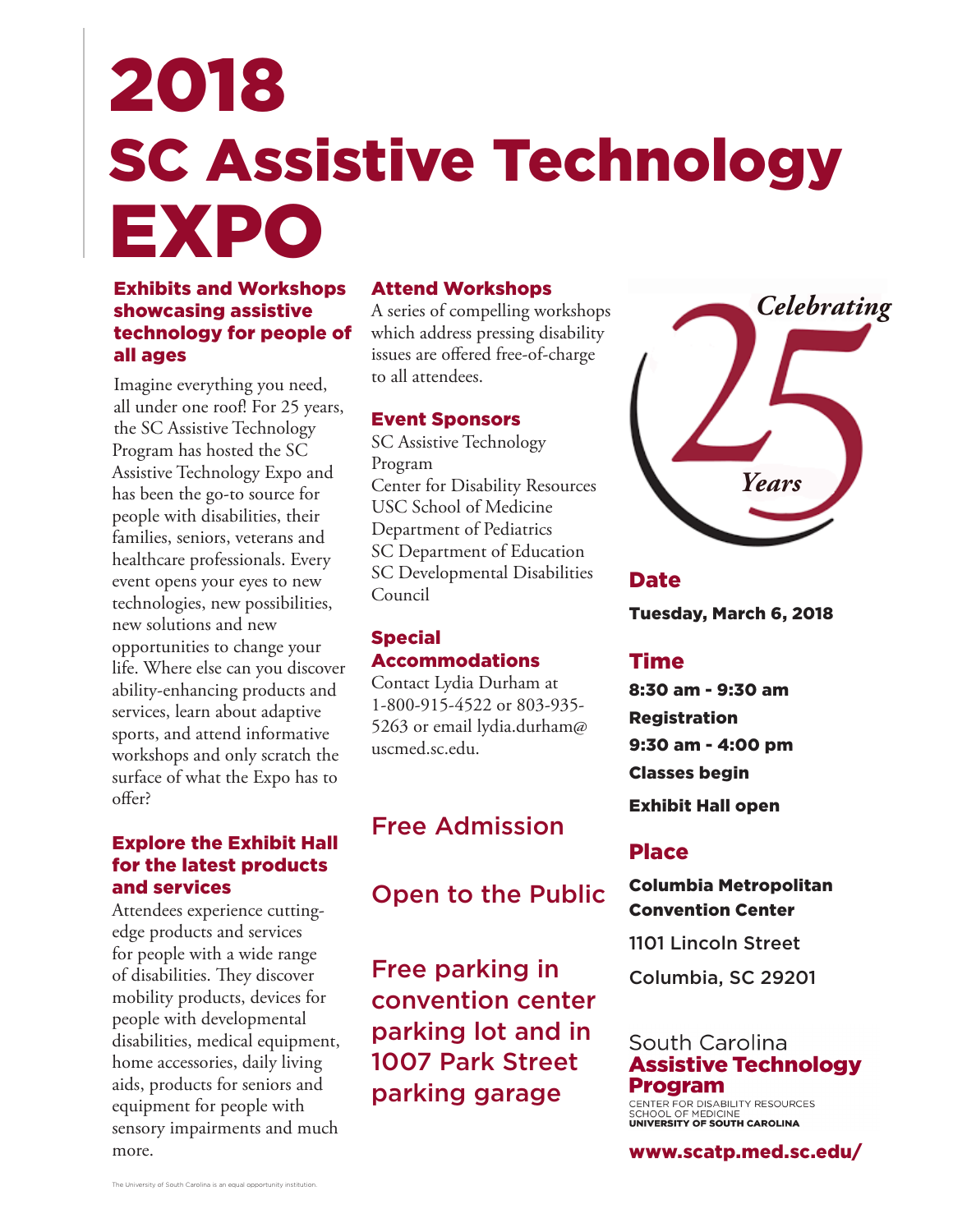# 2018 SC Assistive Technology EXPO

### Exhibits and Workshops showcasing assistive technology for people of all ages

Imagine everything you need, all under one roof! For 25 years, the SC Assistive Technology Program has hosted the SC Assistive Technology Expo and has been the go-to source for people with disabilities, their families, seniors, veterans and healthcare professionals. Every event opens your eyes to new technologies, new possibilities, new solutions and new opportunities to change your life. Where else can you discover ability-enhancing products and services, learn about adaptive sports, and attend informative workshops and only scratch the surface of what the Expo has to offer?

### Explore the Exhibit Hall for the latest products and services

Attendees experience cutting-edge products and services for people with a wide range of disabilities. They discover mobility products, devices for people with developmental disabilities, medical equipment, home accessories, daily living aids, products for seniors and equipment for people with sensory impairments and much more.

### Attend Workshops

A series of compelling workshops which address pressing disability issues are offered free-of-charge to all attendees.

### Event Sponsors

SC Assistive Technology Program
Center for Disability Resources
USC School of Medicine
Department of Pediatrics
SC Department of Education
SC Developmental Disabilities Council

### Special Accommodations

Contact Lydia Durham at 1-800-915-4522 or 803-935-5263 or email lydia.durham@uscmed.sc.edu.

## Free Admission

## Open to the Public

## Free parking in convention center parking lot and in 1007 Park Street parking garage

*Celebrating 25 Years*

### Date

**Tuesday, March 6, 2018**

### Time

**8:30 am - 9:30 am**
**Registration**
**9:30 am - 4:00 pm**
**Classes begin**
**Exhibit Hall open**

### Place

**Columbia Metropolitan Convention Center**
1101 Lincoln Street
Columbia, SC 29201

South Carolina
**Assistive Technology Program**
CENTER FOR DISABILITY RESOURCES
SCHOOL OF MEDICINE
**UNIVERSITY OF SOUTH CAROLINA**

**www.scatp.med.sc.edu/**

The University of South Carolina is an equal opportunity institution.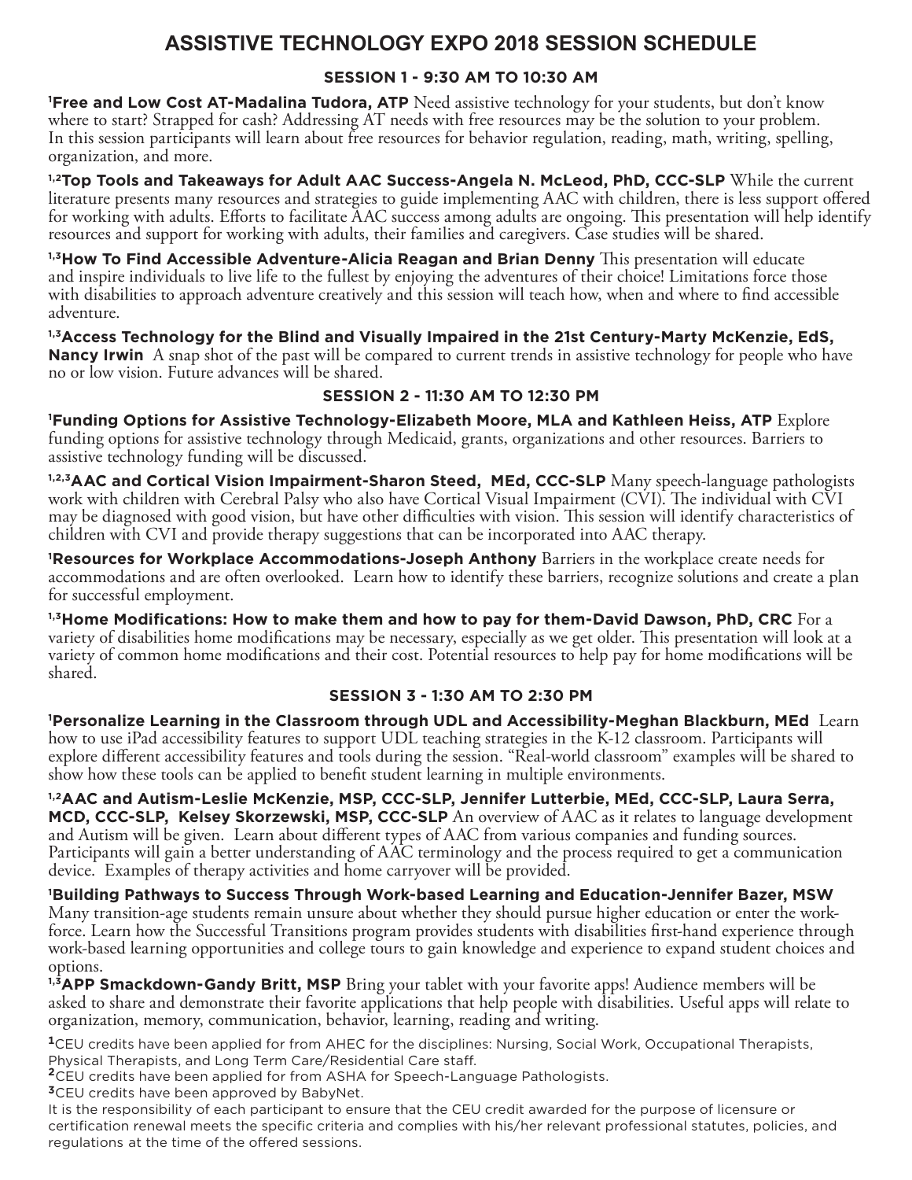# ASSISTIVE TECHNOLOGY EXPO 2018 SESSION SCHEDULE

## SESSION 1 - 9:30 AM TO 10:30 AM

[1]**Free and Low Cost AT-Madalina Tudora, ATP** Need assistive technology for your students, but don't know where to start? Strapped for cash? Addressing AT needs with free resources may be the solution to your problem. In this session participants will learn about free resources for behavior regulation, reading, math, writing, spelling, organization, and more.

[1,2]**Top Tools and Takeaways for Adult AAC Success-Angela N. McLeod, PhD, CCC-SLP** While the current literature presents many resources and strategies to guide implementing AAC with children, there is less support offered for working with adults. Efforts to facilitate AAC success among adults are ongoing. This presentation will help identify resources and support for working with adults, their families and caregivers. Case studies will be shared.

[1,3]**How To Find Accessible Adventure-Alicia Reagan and Brian Denny** This presentation will educate and inspire individuals to live life to the fullest by enjoying the adventures of their choice! Limitations force those with disabilities to approach adventure creatively and this session will teach how, when and where to find accessible adventure.

[1,3]**Access Technology for the Blind and Visually Impaired in the 21st Century-Marty McKenzie, EdS, Nancy Irwin** A snap shot of the past will be compared to current trends in assistive technology for people who have no or low vision. Future advances will be shared.

## SESSION 2 - 11:30 AM TO 12:30 PM

[1]**Funding Options for Assistive Technology-Elizabeth Moore, MLA and Kathleen Heiss, ATP** Explore funding options for assistive technology through Medicaid, grants, organizations and other resources. Barriers to assistive technology funding will be discussed.

[1,2,3]**AAC and Cortical Vision Impairment-Sharon Steed, MEd, CCC-SLP** Many speech-language pathologists work with children with Cerebral Palsy who also have Cortical Visual Impairment (CVI). The individual with CVI may be diagnosed with good vision, but have other difficulties with vision. This session will identify characteristics of children with CVI and provide therapy suggestions that can be incorporated into AAC therapy.

[1]**Resources for Workplace Accommodations-Joseph Anthony** Barriers in the workplace create needs for accommodations and are often overlooked. Learn how to identify these barriers, recognize solutions and create a plan for successful employment.

[1,3]**Home Modifications: How to make them and how to pay for them-David Dawson, PhD, CRC** For a variety of disabilities home modifications may be necessary, especially as we get older. This presentation will look at a variety of common home modifications and their cost. Potential resources to help pay for home modifications will be shared.

## SESSION 3 - 1:30 AM TO 2:30 PM

[1]**Personalize Learning in the Classroom through UDL and Accessibility-Meghan Blackburn, MEd** Learn how to use iPad accessibility features to support UDL teaching strategies in the K-12 classroom. Participants will explore different accessibility features and tools during the session. "Real-world classroom" examples will be shared to show how these tools can be applied to benefit student learning in multiple environments.

[1,2]**AAC and Autism-Leslie McKenzie, MSP, CCC-SLP, Jennifer Lutterbie, MEd, CCC-SLP, Laura Serra, MCD, CCC-SLP, Kelsey Skorzewski, MSP, CCC-SLP** An overview of AAC as it relates to language development and Autism will be given. Learn about different types of AAC from various companies and funding sources. Participants will gain a better understanding of AAC terminology and the process required to get a communication device. Examples of therapy activities and home carryover will be provided.

[1]**Building Pathways to Success Through Work-based Learning and Education-Jennifer Bazer, MSW** Many transition-age students remain unsure about whether they should pursue higher education or enter the work-force. Learn how the Successful Transitions program provides students with disabilities first-hand experience through work-based learning opportunities and college tours to gain knowledge and experience to expand student choices and options.

[1,3]**APP Smackdown-Gandy Britt, MSP** Bring your tablet with your favorite apps! Audience members will be asked to share and demonstrate their favorite applications that help people with disabilities. Useful apps will relate to organization, memory, communication, behavior, learning, reading and writing.

[1]CEU credits have been applied for from AHEC for the disciplines: Nursing, Social Work, Occupational Therapists, Physical Therapists, and Long Term Care/Residential Care staff.

[2]CEU credits have been applied for from ASHA for Speech-Language Pathologists.

[3]CEU credits have been approved by BabyNet.

It is the responsibility of each participant to ensure that the CEU credit awarded for the purpose of licensure or certification renewal meets the specific criteria and complies with his/her relevant professional statutes, policies, and regulations at the time of the offered sessions.